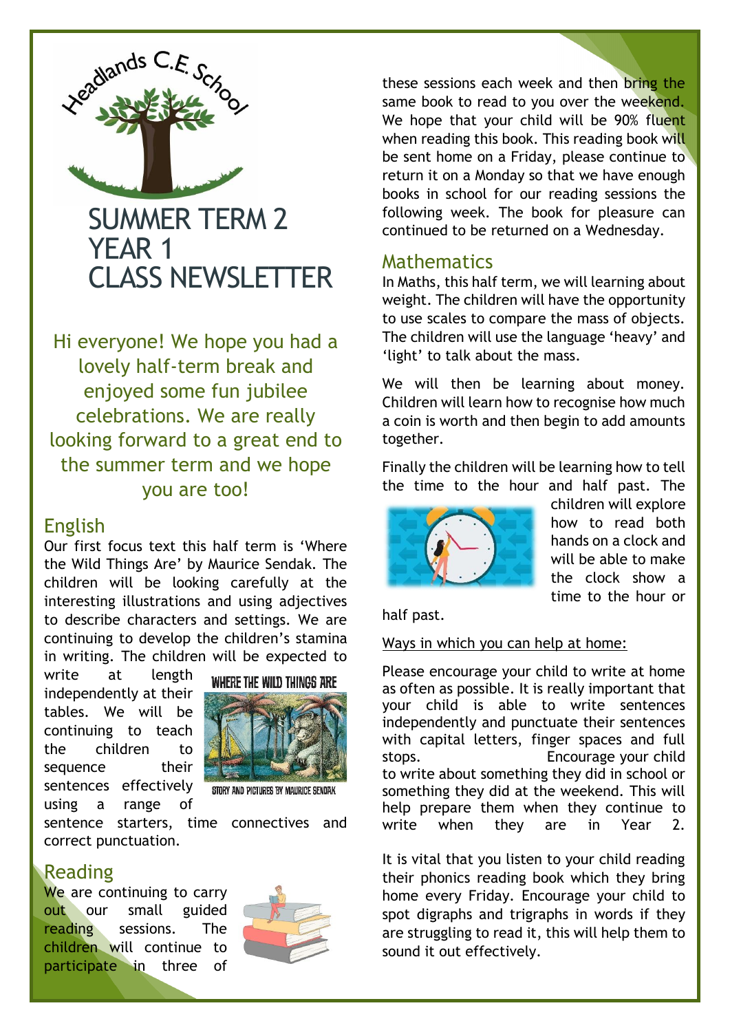# SUMMER TERM 2
# YEAR 1
# CLASS NEWSLETTER

Hi everyone! We hope you had a lovely half-term break and enjoyed some fun jubilee celebrations. We are really looking forward to a great end to the summer term and we hope you are too!

## English

Our first focus text this half term is 'Where the Wild Things Are' by Maurice Sendak. The children will be looking carefully at the interesting illustrations and using adjectives to describe characters and settings. We are continuing to develop the children's stamina in writing. The children will be expected to write at length independently at their tables. We will be continuing to teach the children to sequence their sentences effectively using a range of sentence starters, time connectives and correct punctuation.

## Reading

We are continuing to carry out our small guided reading sessions. The children will continue to participate in three of these sessions each week and then bring the same book to read to you over the weekend. We hope that your child will be 90% fluent when reading this book. This reading book will be sent home on a Friday, please continue to return it on a Monday so that we have enough books in school for our reading sessions the following week. The book for pleasure can continued to be returned on a Wednesday.

## Mathematics

In Maths, this half term, we will learning about weight. The children will have the opportunity to use scales to compare the mass of objects. The children will use the language 'heavy' and 'light' to talk about the mass.

We will then be learning about money. Children will learn how to recognise how much a coin is worth and then begin to add amounts together.

Finally the children will be learning how to tell the time to the hour and half past. The children will explore how to read both hands on a clock and will be able to make the clock show a time to the hour or half past.

<u>Ways in which you can help at home:</u>

Please encourage your child to write at home as often as possible. It is really important that your child is able to write sentences independently and punctuate their sentences with capital letters, finger spaces and full stops. Encourage your child to write about something they did in school or something they did at the weekend. This will help prepare them when they continue to write when they are in Year 2.

It is vital that you listen to your child reading their phonics reading book which they bring home every Friday. Encourage your child to spot digraphs and trigraphs in words if they are struggling to read it, this will help them to sound it out effectively.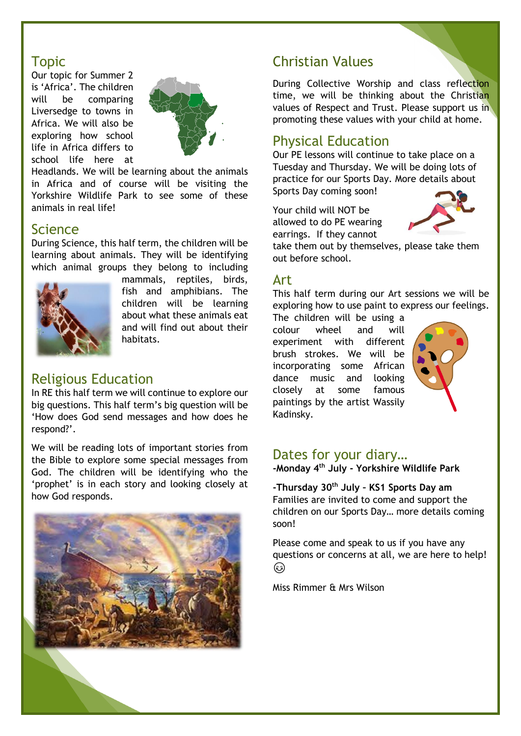## Topic

Our topic for Summer 2 is 'Africa'. The children will be comparing Liversedge to towns in Africa. We will also be exploring how school life in Africa differs to school life here at Headlands. We will be learning about the animals in Africa and of course will be visiting the Yorkshire Wildlife Park to see some of these animals in real life!

## Science

During Science, this half term, the children will be learning about animals. They will be identifying which animal groups they belong to including mammals, reptiles, birds, fish and amphibians. The children will be learning about what these animals eat and will find out about their habitats.

## Religious Education

In RE this half term we will continue to explore our big questions. This half term's big question will be 'How does God send messages and how does he respond?'.

We will be reading lots of important stories from the Bible to explore some special messages from God. The children will be identifying who the 'prophet' is in each story and looking closely at how God responds.

## Christian Values

During Collective Worship and class reflection time, we will be thinking about the Christian values of Respect and Trust. Please support us in promoting these values with your child at home.

## Physical Education

Our PE lessons will continue to take place on a Tuesday and Thursday. We will be doing lots of practice for our Sports Day. More details about Sports Day coming soon!

Your child will NOT be allowed to do PE wearing earrings. If they cannot take them out by themselves, please take them out before school.

## Art

This half term during our Art sessions we will be exploring how to use paint to express our feelings. The children will be using a colour wheel and will experiment with different brush strokes. We will be incorporating some African dance music and looking closely at some famous paintings by the artist Wassily Kadinsky.

## Dates for your diary…

**-Monday 4th July - Yorkshire Wildlife Park**

**-Thursday 30th July – KS1 Sports Day am**
Families are invited to come and support the children on our Sports Day… more details coming soon!

Please come and speak to us if you have any questions or concerns at all, we are here to help! 😉

Miss Rimmer & Mrs Wilson